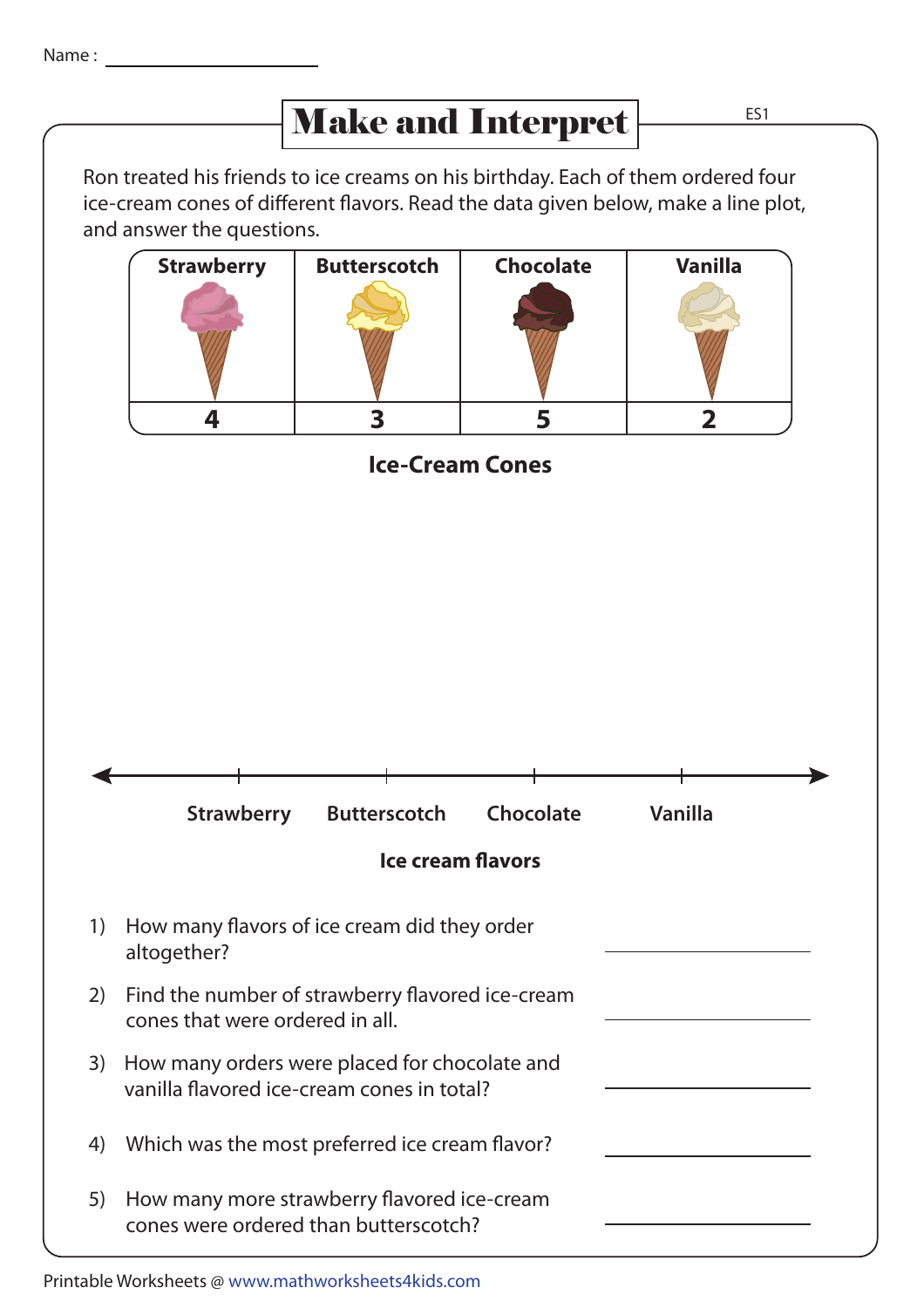Name : ____________________

# Make and Interpret

ES1

Ron treated his friends to ice creams on his birthday. Each of them ordered four ice-cream cones of different flavors. Read the data given below, make a line plot, and answer the questions.

| Strawberry | Butterscotch | Chocolate | Vanilla |
|---|---|---|---|
| 4 | 3 | 5 | 2 |

**Ice-Cream Cones**

Strawberry Butterscotch Chocolate Vanilla

**Ice cream flavors**

1) How many flavors of ice cream did they order altogether? ____________

2) Find the number of strawberry flavored ice-cream cones that were ordered in all. ____________

3) How many orders were placed for chocolate and vanilla flavored ice-cream cones in total? ____________

4) Which was the most preferred ice cream flavor? ____________

5) How many more strawberry flavored ice-cream cones were ordered than butterscotch? ____________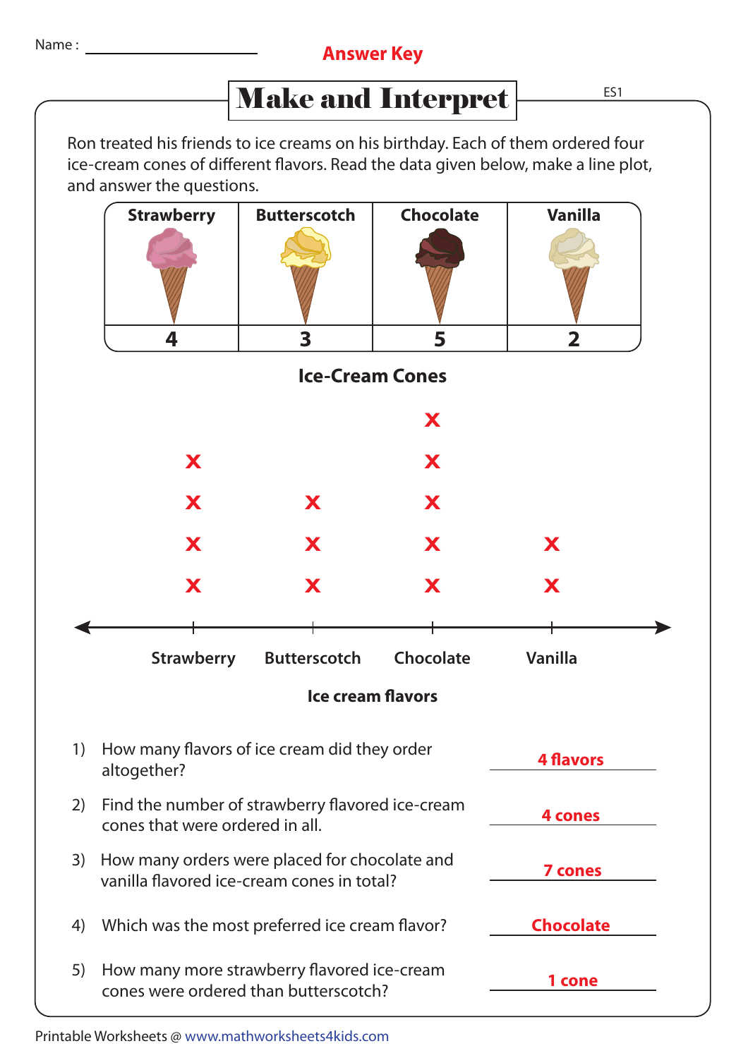Name :

**Answer Key**

# Make and Interpret

ES1

Ron treated his friends to ice creams on his birthday. Each of them ordered four ice-cream cones of different flavors. Read the data given below, make a line plot, and answer the questions.

| Strawberry | Butterscotch | Chocolate | Vanilla |
|---|---|---|---|
| 4 | 3 | 5 | 2 |

**Ice-Cream Cones**

Strawberry
Butterscotch
Chocolate
Vanilla

**Ice cream flavors**

1) How many flavors of ice cream did they order altogether? **4 flavors**

2) Find the number of strawberry flavored ice-cream cones that were ordered in all. **4 cones**

3) How many orders were placed for chocolate and vanilla flavored ice-cream cones in total? **7 cones**

4) Which was the most preferred ice cream flavor? **Chocolate**

5) How many more strawberry flavored ice-cream cones were ordered than butterscotch? **1 cone**

Printable Worksheets @ www.mathworksheets4kids.com